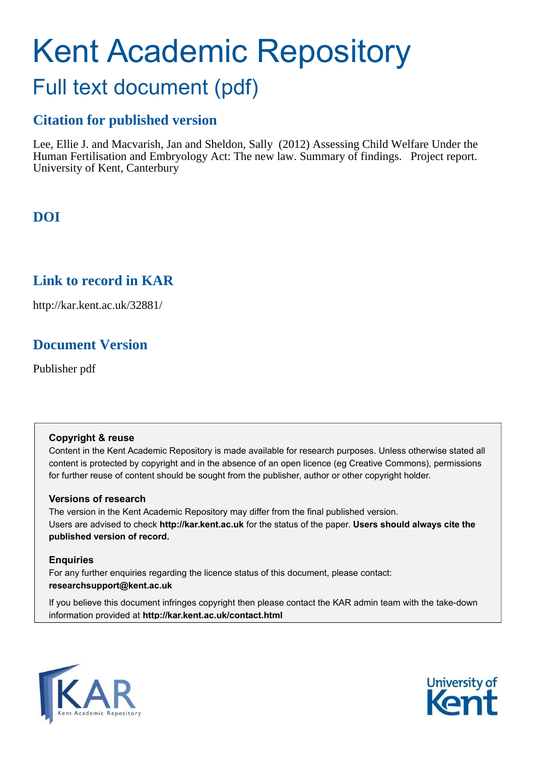# Kent Academic Repository

## Full text document (pdf)

### Citation for published version

Lee, Ellie J. and Macvarish, Jan and Sheldon, Sally (2012) Assessing Child Welfare Under the Human Fertilisation and Embryology Act: The new law. Summary of findings. Project report. University of Kent, Canterbury

### DOI

### Link to record in KAR

http://kar.kent.ac.uk/32881/

### Document Version

Publisher pdf

**Copyright & reuse**

Content in the Kent Academic Repository is made available for research purposes. Unless otherwise stated all content is protected by copyright and in the absence of an open licence (eg Creative Commons), permissions for further reuse of content should be sought from the publisher, author or other copyright holder.

**Versions of research**

The version in the Kent Academic Repository may differ from the final published version.
Users are advised to check **http://kar.kent.ac.uk** for the status of the paper. **Users should always cite the published version of record.**

**Enquiries**

For any further enquiries regarding the licence status of this document, please contact:
**researchsupport@kent.ac.uk**

If you believe this document infringes copyright then please contact the KAR admin team with the take-down information provided at **http://kar.kent.ac.uk/contact.html**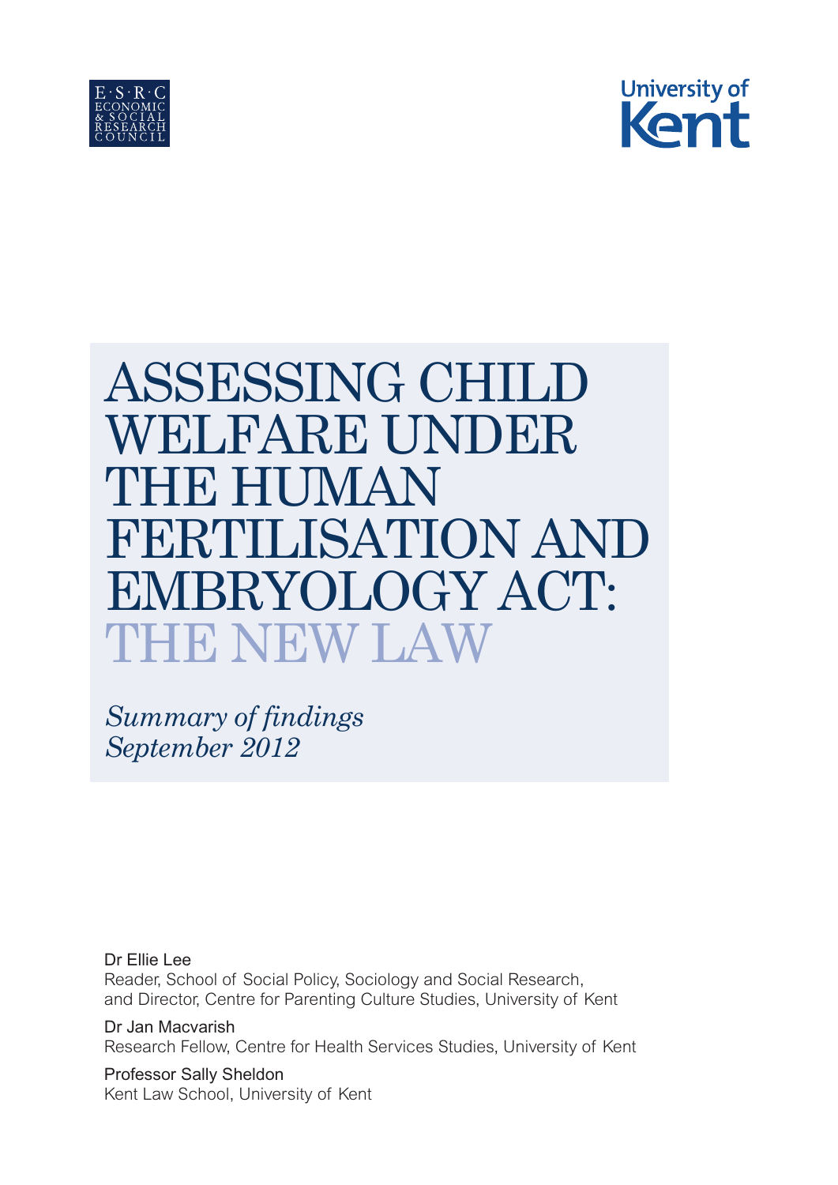# ASSESSING CHILD WELFARE UNDER THE HUMAN FERTILISATION AND EMBRYOLOGY ACT: THE NEW LAW

*Summary of findings*
*September 2012*

Dr Ellie Lee
Reader, School of Social Policy, Sociology and Social Research, and Director, Centre for Parenting Culture Studies, University of Kent

Dr Jan Macvarish
Research Fellow, Centre for Health Services Studies, University of Kent

Professor Sally Sheldon
Kent Law School, University of Kent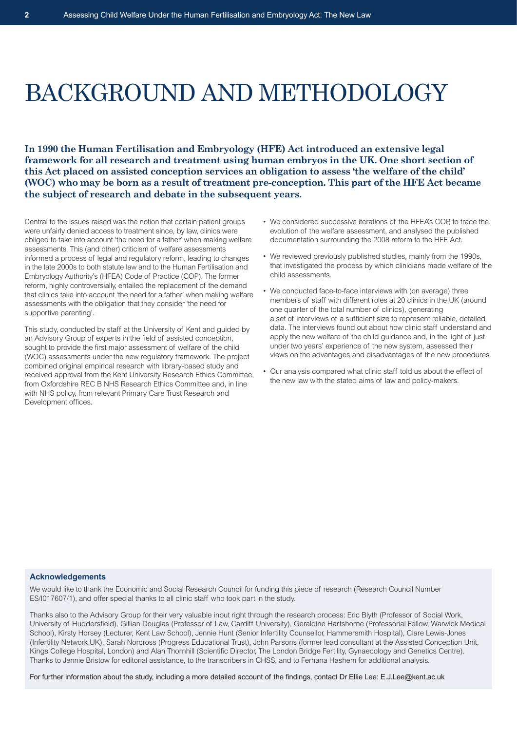# BACKGROUND AND METHODOLOGY

**In 1990 the Human Fertilisation and Embryology (HFE) Act introduced an extensive legal framework for all research and treatment using human embryos in the UK. One short section of this Act placed on assisted conception services an obligation to assess 'the welfare of the child' (WOC) who may be born as a result of treatment pre-conception. This part of the HFE Act became the subject of research and debate in the subsequent years.**

Central to the issues raised was the notion that certain patient groups were unfairly denied access to treatment since, by law, clinics were obliged to take into account 'the need for a father' when making welfare assessments. This (and other) criticism of welfare assessments informed a process of legal and regulatory reform, leading to changes in the late 2000s to both statute law and to the Human Fertilisation and Embryology Authority's (HFEA) Code of Practice (COP). The former reform, highly controversially, entailed the replacement of the demand that clinics take into account 'the need for a father' when making welfare assessments with the obligation that they consider 'the need for supportive parenting'.

This study, conducted by staff at the University of Kent and guided by an Advisory Group of experts in the field of assisted conception, sought to provide the first major assessment of welfare of the child (WOC) assessments under the new regulatory framework. The project combined original empirical research with library-based study and received approval from the Kent University Research Ethics Committee, from Oxfordshire REC B NHS Research Ethics Committee and, in line with NHS policy, from relevant Primary Care Trust Research and Development offices.

- We considered successive iterations of the HFEA's COP, to trace the evolution of the welfare assessment, and analysed the published documentation surrounding the 2008 reform to the HFE Act.
- We reviewed previously published studies, mainly from the 1990s, that investigated the process by which clinicians made welfare of the child assessments.
- We conducted face-to-face interviews with (on average) three members of staff with different roles at 20 clinics in the UK (around one quarter of the total number of clinics), generating a set of interviews of a sufficient size to represent reliable, detailed data. The interviews found out about how clinic staff understand and apply the new welfare of the child guidance and, in the light of just under two years' experience of the new system, assessed their views on the advantages and disadvantages of the new procedures.
- Our analysis compared what clinic staff told us about the effect of the new law with the stated aims of law and policy-makers.

### Acknowledgements

We would like to thank the Economic and Social Research Council for funding this piece of research (Research Council Number ES/I017607/1), and offer special thanks to all clinic staff who took part in the study.

Thanks also to the Advisory Group for their very valuable input right through the research process: Eric Blyth (Professor of Social Work, University of Huddersfield), Gillian Douglas (Professor of Law, Cardiff University), Geraldine Hartshorne (Professorial Fellow, Warwick Medical School), Kirsty Horsey (Lecturer, Kent Law School), Jennie Hunt (Senior Infertility Counsellor, Hammersmith Hospital), Clare Lewis-Jones (Infertility Network UK), Sarah Norcross (Progress Educational Trust), John Parsons (former lead consultant at the Assisted Conception Unit, Kings College Hospital, London) and Alan Thornhill (Scientific Director, The London Bridge Fertility, Gynaecology and Genetics Centre). Thanks to Jennie Bristow for editorial assistance, to the transcribers in CHSS, and to Ferhana Hashem for additional analysis.

For further information about the study, including a more detailed account of the findings, contact Dr Ellie Lee: E.J.Lee@kent.ac.uk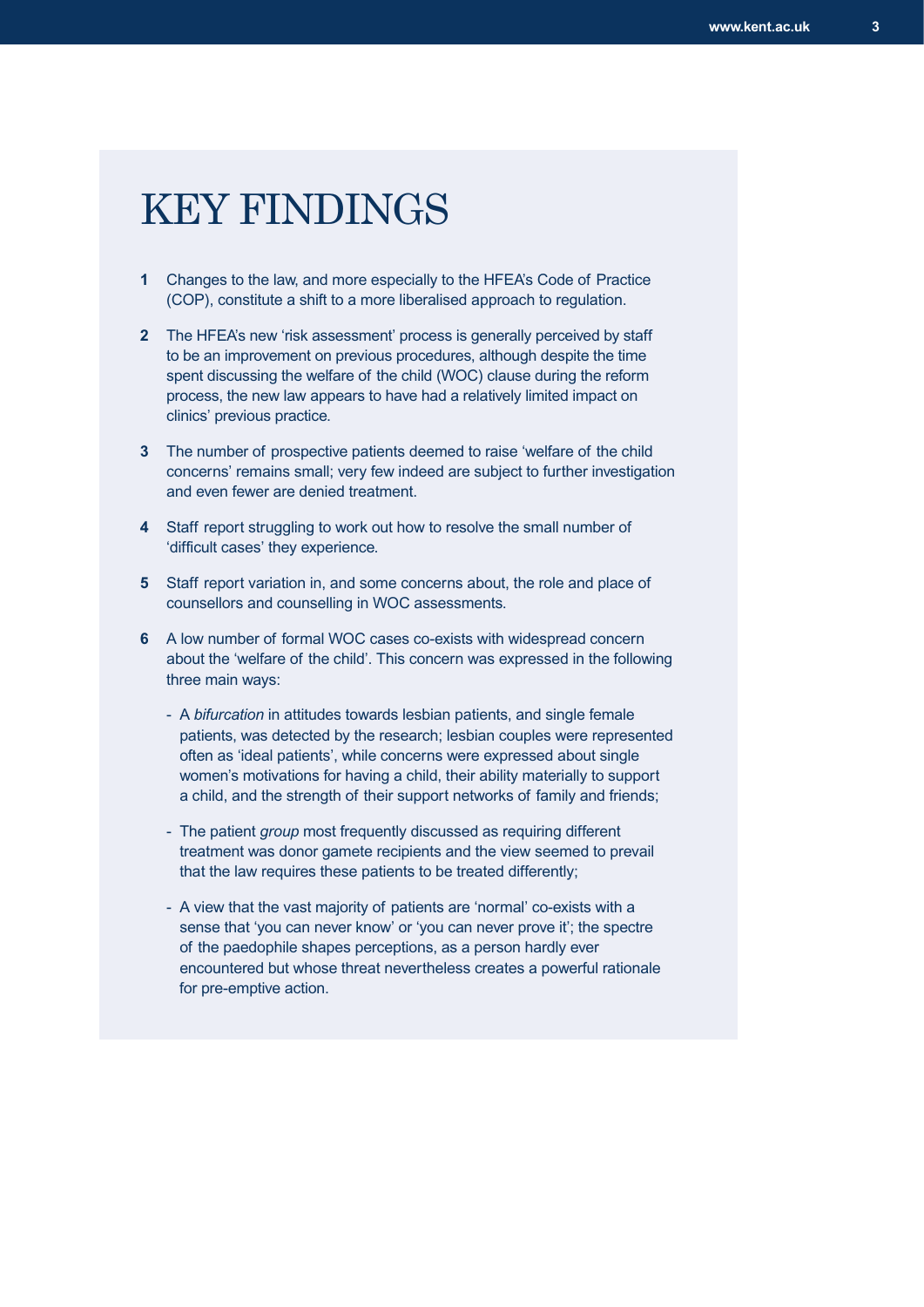# KEY FINDINGS

1. Changes to the law, and more especially to the HFEA's Code of Practice (COP), constitute a shift to a more liberalised approach to regulation.

2. The HFEA's new 'risk assessment' process is generally perceived by staff to be an improvement on previous procedures, although despite the time spent discussing the welfare of the child (WOC) clause during the reform process, the new law appears to have had a relatively limited impact on clinics' previous practice.

3. The number of prospective patients deemed to raise 'welfare of the child concerns' remains small; very few indeed are subject to further investigation and even fewer are denied treatment.

4. Staff report struggling to work out how to resolve the small number of 'difficult cases' they experience.

5. Staff report variation in, and some concerns about, the role and place of counsellors and counselling in WOC assessments.

6. A low number of formal WOC cases co-exists with widespread concern about the 'welfare of the child'. This concern was expressed in the following three main ways:

   - A *bifurcation* in attitudes towards lesbian patients, and single female patients, was detected by the research; lesbian couples were represented often as 'ideal patients', while concerns were expressed about single women's motivations for having a child, their ability materially to support a child, and the strength of their support networks of family and friends;

   - The patient *group* most frequently discussed as requiring different treatment was donor gamete recipients and the view seemed to prevail that the law requires these patients to be treated differently;

   - A view that the vast majority of patients are 'normal' co-exists with a sense that 'you can never know' or 'you can never prove it'; the spectre of the paedophile shapes perceptions, as a person hardly ever encountered but whose threat nevertheless creates a powerful rationale for pre-emptive action.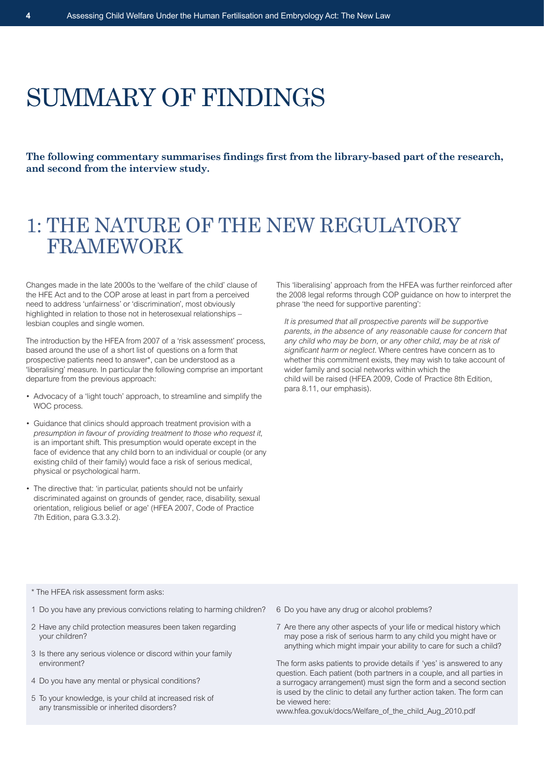# SUMMARY OF FINDINGS

**The following commentary summarises findings first from the library-based part of the research, and second from the interview study.**

## 1: THE NATURE OF THE NEW REGULATORY FRAMEWORK

Changes made in the late 2000s to the 'welfare of the child' clause of the HFE Act and to the COP arose at least in part from a perceived need to address 'unfairness' or 'discrimination', most obviously highlighted in relation to those not in heterosexual relationships – lesbian couples and single women.

The introduction by the HFEA from 2007 of a 'risk assessment' process, based around the use of a short list of questions on a form that prospective patients need to answer*, can be understood as a 'liberalising' measure. In particular the following comprise an important departure from the previous approach:

- Advocacy of a 'light touch' approach, to streamline and simplify the WOC process.
- Guidance that clinics should approach treatment provision with a *presumption in favour of providing treatment to those who request it*, is an important shift. This presumption would operate except in the face of evidence that any child born to an individual or couple (or any existing child of their family) would face a risk of serious medical, physical or psychological harm.
- The directive that: 'in particular, patients should not be unfairly discriminated against on grounds of gender, race, disability, sexual orientation, religious belief or age' (HFEA 2007, Code of Practice 7th Edition, para G.3.3.2).

This 'liberalising' approach from the HFEA was further reinforced after the 2008 legal reforms through COP guidance on how to interpret the phrase 'the need for supportive parenting':

> *It is presumed that all prospective parents will be supportive parents, in the absence of any reasonable cause for concern that any child who may be born, or any other child, may be at risk of significant harm or neglect.* Where centres have concern as to whether this commitment exists, they may wish to take account of wider family and social networks within which the child will be raised (HFEA 2009, Code of Practice 8th Edition, para 8.11, our emphasis).

---

* The HFEA risk assessment form asks:

1. Do you have any previous convictions relating to harming children?
2. Have any child protection measures been taken regarding your children?
3. Is there any serious violence or discord within your family environment?
4. Do you have any mental or physical conditions?
5. To your knowledge, is your child at increased risk of any transmissible or inherited disorders?
6. Do you have any drug or alcohol problems?
7. Are there any other aspects of your life or medical history which may pose a risk of serious harm to any child you might have or anything which might impair your ability to care for such a child?

The form asks patients to provide details if 'yes' is answered to any question. Each patient (both partners in a couple, and all parties in a surrogacy arrangement) must sign the form and a second section is used by the clinic to detail any further action taken. The form can be viewed here:
www.hfea.gov.uk/docs/Welfare_of_the_child_Aug_2010.pdf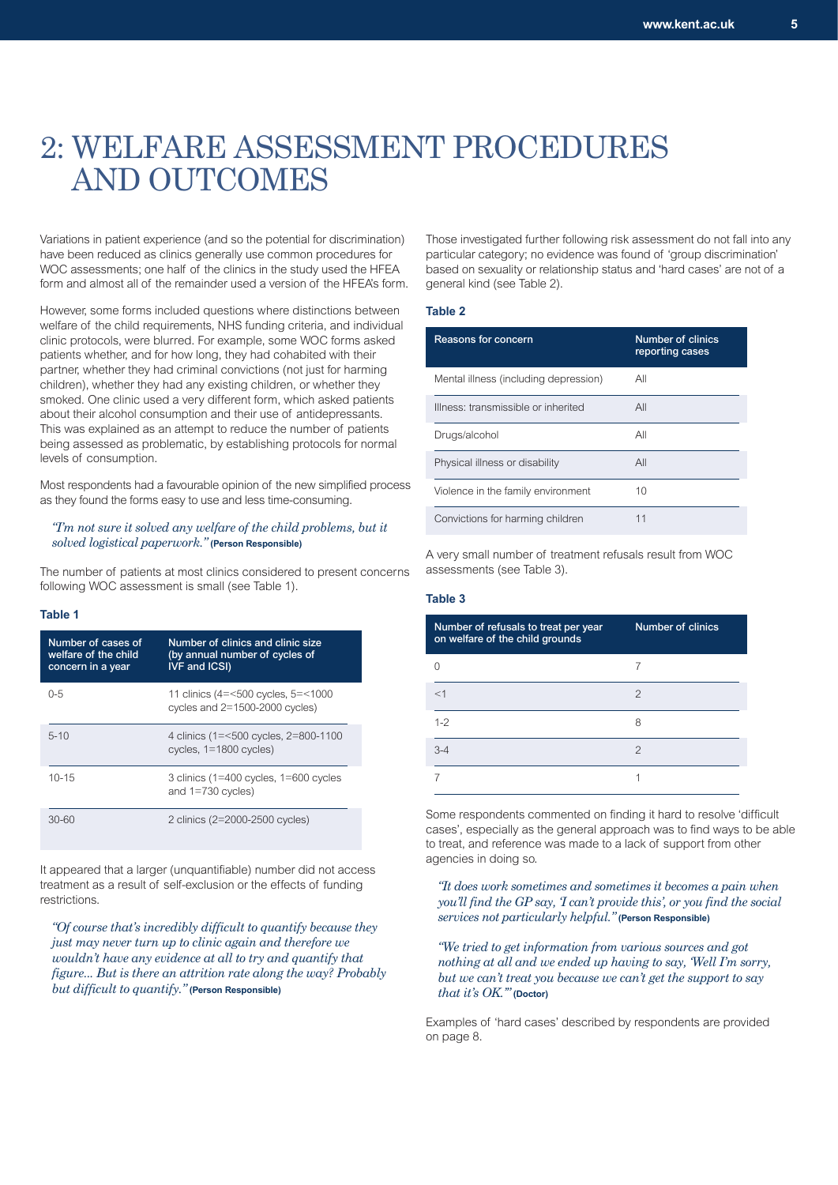# 2: WELFARE ASSESSMENT PROCEDURES AND OUTCOMES

Variations in patient experience (and so the potential for discrimination) have been reduced as clinics generally use common procedures for WOC assessments; one half of the clinics in the study used the HFEA form and almost all of the remainder used a version of the HFEA's form.

However, some forms included questions where distinctions between welfare of the child requirements, NHS funding criteria, and individual clinic protocols, were blurred. For example, some WOC forms asked patients whether, and for how long, they had cohabited with their partner, whether they had criminal convictions (not just for harming children), whether they had any existing children, or whether they smoked. One clinic used a very different form, which asked patients about their alcohol consumption and their use of antidepressants. This was explained as an attempt to reduce the number of patients being assessed as problematic, by establishing protocols for normal levels of consumption.

Most respondents had a favourable opinion of the new simplified process as they found the forms easy to use and less time-consuming.

> *"I'm not sure it solved any welfare of the child problems, but it solved logistical paperwork."* **(Person Responsible)**

The number of patients at most clinics considered to present concerns following WOC assessment is small (see Table 1).

**Table 1**

| Number of cases of welfare of the child concern in a year | Number of clinics and clinic size (by annual number of cycles of IVF and ICSI) |
|---|---|
| 0-5 | 11 clinics (4=<500 cycles, 5=<1000 cycles and 2=1500-2000 cycles) |
| 5-10 | 4 clinics (1=<500 cycles, 2=800-1100 cycles, 1=1800 cycles) |
| 10-15 | 3 clinics (1=400 cycles, 1=600 cycles and 1=730 cycles) |
| 30-60 | 2 clinics (2=2000-2500 cycles) |

It appeared that a larger (unquantifiable) number did not access treatment as a result of self-exclusion or the effects of funding restrictions.

> *"Of course that's incredibly difficult to quantify because they just may never turn up to clinic again and therefore we wouldn't have any evidence at all to try and quantify that figure... But is there an attrition rate along the way? Probably but difficult to quantify."* **(Person Responsible)**

Those investigated further following risk assessment do not fall into any particular category; no evidence was found of 'group discrimination' based on sexuality or relationship status and 'hard cases' are not of a general kind (see Table 2).

**Table 2**

| Reasons for concern | Number of clinics reporting cases |
|---|---|
| Mental illness (including depression) | All |
| Illness: transmissible or inherited | All |
| Drugs/alcohol | All |
| Physical illness or disability | All |
| Violence in the family environment | 10 |
| Convictions for harming children | 11 |

A very small number of treatment refusals result from WOC assessments (see Table 3).

**Table 3**

| Number of refusals to treat per year on welfare of the child grounds | Number of clinics |
|---|---|
| 0 | 7 |
| <1 | 2 |
| 1-2 | 8 |
| 3-4 | 2 |
| 7 | 1 |

Some respondents commented on finding it hard to resolve 'difficult cases', especially as the general approach was to find ways to be able to treat, and reference was made to a lack of support from other agencies in doing so.

> *"It does work sometimes and sometimes it becomes a pain when you'll find the GP say, 'I can't provide this', or you find the social services not particularly helpful."* **(Person Responsible)**

> *"We tried to get information from various sources and got nothing at all and we ended up having to say, 'Well I'm sorry, but we can't treat you because we can't get the support to say that it's OK.'"* **(Doctor)**

Examples of 'hard cases' described by respondents are provided on page 8.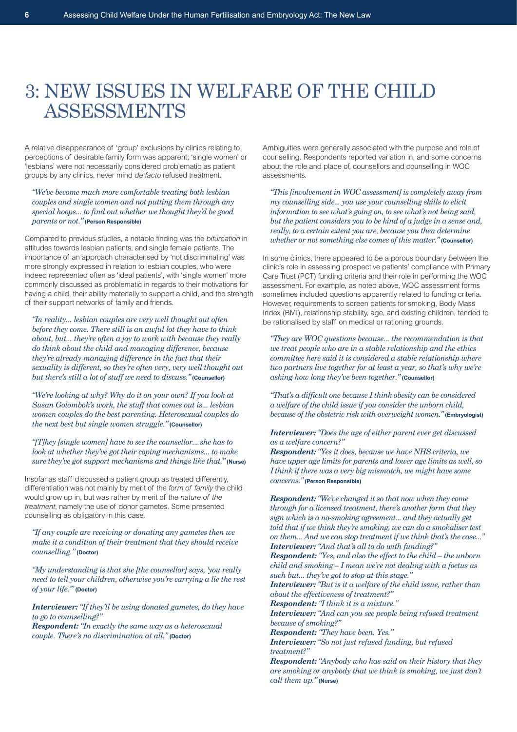# 3: NEW ISSUES IN WELFARE OF THE CHILD ASSESSMENTS

A relative disappearance of 'group' exclusions by clinics relating to perceptions of desirable family form was apparent; 'single women' or 'lesbians' were not necessarily considered problematic as patient groups by any clinics, never mind *de facto* refused treatment.

> *"We've become much more comfortable treating both lesbian couples and single women and not putting them through any special hoops... to find out whether we thought they'd be good parents or not."* **(Person Responsible)**

Compared to previous studies, a notable finding was the *bifurcation* in attitudes towards lesbian patients, and single female patients. The importance of an approach characterised by 'not discriminating' was more strongly expressed in relation to lesbian couples, who were indeed represented often as 'ideal patients', with 'single women' more commonly discussed as problematic in regards to their motivations for having a child, their ability materially to support a child, and the strength of their support networks of family and friends.

> *"In reality... lesbian couples are very well thought out often before they come. There still is an awful lot they have to think about, but... they're often a joy to work with because they really do think about the child and managing difference, because they're already managing difference in the fact that their sexuality is different, so they're often very, very well thought out but there's still a lot of stuff we need to discuss."* **(Counsellor)**

> *"We're looking at why? Why do it on your own? If you look at Susan Golombok's work, the stuff that comes out is... lesbian women couples do the best parenting. Heterosexual couples do the next best but single women struggle."* **(Counsellor)**

> *"[T]hey [single women] have to see the counsellor... she has to look at whether they've got their coping mechanisms... to make sure they've got support mechanisms and things like that."* **(Nurse)**

Insofar as staff discussed a patient group as treated differently, differentiation was not mainly by merit of the *form of family* the child would grow up in, but was rather by merit of the *nature of the treatment*, namely the use of donor gametes. Some presented counselling as obligatory in this case.

> *"If any couple are receiving or donating any gametes then we make it a condition of their treatment that they should receive counselling."* **(Doctor)**

> *"My understanding is that she [the counsellor] says, 'you really need to tell your children, otherwise you're carrying a lie the rest of your life.'"* **(Doctor)**

> ***Interviewer:*** *"If they'll be using donated gametes, do they have to go to counselling?"*
> ***Respondent:*** *"In exactly the same way as a heterosexual couple. There's no discrimination at all."* **(Doctor)**

Ambiguities were generally associated with the purpose and role of counselling. Respondents reported variation in, and some concerns about the role and place of, counsellors and counselling in WOC assessments.

> *"This [involvement in WOC assessment] is completely away from my counselling side... you use your counselling skills to elicit information to see what's going on, to see what's not being said, but the patient considers you to be kind of a judge in a sense and, really, to a certain extent you are, because you then determine whether or not something else comes of this matter."* **(Counsellor)**

In some clinics, there appeared to be a porous boundary between the clinic's role in assessing prospective patients' compliance with Primary Care Trust (PCT) funding criteria and their role in performing the WOC assessment. For example, as noted above, WOC assessment forms sometimes included questions apparently related to funding criteria. However, requirements to screen patients for smoking, Body Mass Index (BMI), relationship stability, age, and existing children, tended to be rationalised by staff on medical or rationing grounds.

> *"They are WOC questions because... the recommendation is that we treat people who are in a stable relationship and the ethics committee here said it is considered a stable relationship where two partners live together for at least a year, so that's why we're asking how long they've been together."* **(Counsellor)**

> *"That's a difficult one because I think obesity can be considered a welfare of the child issue if you consider the unborn child, because of the obstetric risk with overweight women."* **(Embryologist)**

> ***Interviewer:*** *"Does the age of either parent ever get discussed as a welfare concern?"*
> ***Respondent:*** *"Yes it does, because we have NHS criteria, we have upper age limits for parents and lower age limits as well, so I think if there was a very big mismatch, we might have some concerns."* **(Person Responsible)**

> ***Respondent:*** *"We've changed it so that now when they come through for a licensed treatment, there's another form that they sign which is a no-smoking agreement... and they actually get told that if we think they're smoking, we can do a smokaliser test on them... And we can stop treatment if we think that's the case..."*
> ***Interviewer:*** *"And that's all to do with funding?"*
> ***Respondent:*** *"Yes, and also the effect to the child – the unborn child and smoking – I mean we're not dealing with a foetus as such but... they've got to stop at this stage."*
> ***Interviewer:*** *"But is it a welfare of the child issue, rather than about the effectiveness of treatment?"*
> ***Respondent:*** *"I think it is a mixture."*
> ***Interviewer:*** *"And can you see people being refused treatment because of smoking?"*
> ***Respondent:*** *"They have been. Yes."*
> ***Interviewer:*** *"So not just refused funding, but refused treatment?"*
> ***Respondent:*** *"Anybody who has said on their history that they are smoking or anybody that we think is smoking, we just don't call them up."* **(Nurse)**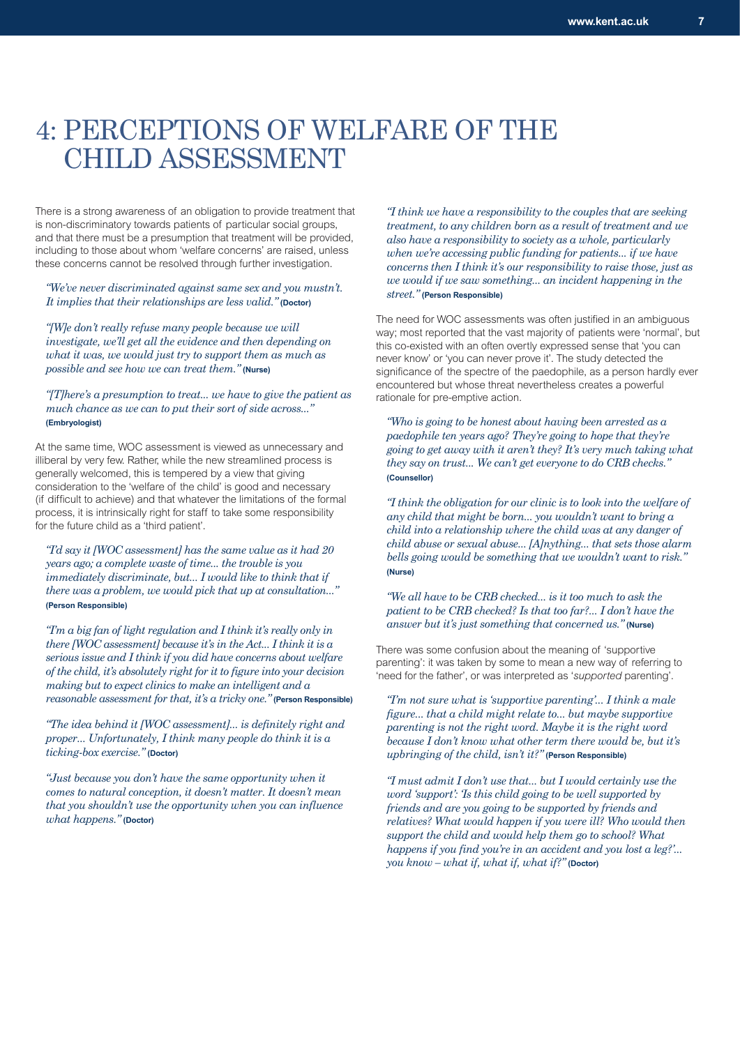# 4: PERCEPTIONS OF WELFARE OF THE CHILD ASSESSMENT

There is a strong awareness of an obligation to provide treatment that is non-discriminatory towards patients of particular social groups, and that there must be a presumption that treatment will be provided, including to those about whom 'welfare concerns' are raised, unless these concerns cannot be resolved through further investigation.

> *"We've never discriminated against same sex and you mustn't. It implies that their relationships are less valid."* **(Doctor)**

> *"[W]e don't really refuse many people because we will investigate, we'll get all the evidence and then depending on what it was, we would just try to support them as much as possible and see how we can treat them."* **(Nurse)**

> *"[T]here's a presumption to treat... we have to give the patient as much chance as we can to put their sort of side across..."* **(Embryologist)**

At the same time, WOC assessment is viewed as unnecessary and illiberal by very few. Rather, while the new streamlined process is generally welcomed, this is tempered by a view that giving consideration to the 'welfare of the child' is good and necessary (if difficult to achieve) and that whatever the limitations of the formal process, it is intrinsically right for staff to take some responsibility for the future child as a 'third patient'.

> *"I'd say it [WOC assessment] has the same value as it had 20 years ago; a complete waste of time... the trouble is you immediately discriminate, but... I would like to think that if there was a problem, we would pick that up at consultation..."* **(Person Responsible)**

> *"I'm a big fan of light regulation and I think it's really only in there [WOC assessment] because it's in the Act... I think it is a serious issue and I think if you did have concerns about welfare of the child, it's absolutely right for it to figure into your decision making but to expect clinics to make an intelligent and a reasonable assessment for that, it's a tricky one."* **(Person Responsible)**

> *"The idea behind it [WOC assessment]... is definitely right and proper... Unfortunately, I think many people do think it is a ticking-box exercise."* **(Doctor)**

> *"Just because you don't have the same opportunity when it comes to natural conception, it doesn't matter. It doesn't mean that you shouldn't use the opportunity when you can influence what happens."* **(Doctor)**

> *"I think we have a responsibility to the couples that are seeking treatment, to any children born as a result of treatment and we also have a responsibility to society as a whole, particularly when we're accessing public funding for patients... if we have concerns then I think it's our responsibility to raise those, just as we would if we saw something... an incident happening in the street."* **(Person Responsible)**

The need for WOC assessments was often justified in an ambiguous way; most reported that the vast majority of patients were 'normal', but this co-existed with an often overtly expressed sense that 'you can never know' or 'you can never prove it'. The study detected the significance of the spectre of the paedophile, as a person hardly ever encountered but whose threat nevertheless creates a powerful rationale for pre-emptive action.

> *"Who is going to be honest about having been arrested as a paedophile ten years ago? They're going to hope that they're going to get away with it aren't they? It's very much taking what they say on trust... We can't get everyone to do CRB checks."* **(Counsellor)**

> *"I think the obligation for our clinic is to look into the welfare of any child that might be born... you wouldn't want to bring a child into a relationship where the child was at any danger of child abuse or sexual abuse... [A]nything... that sets those alarm bells going would be something that we wouldn't want to risk."* **(Nurse)**

> *"We all have to be CRB checked... is it too much to ask the patient to be CRB checked? Is that too far?... I don't have the answer but it's just something that concerned us."* **(Nurse)**

There was some confusion about the meaning of 'supportive parenting': it was taken by some to mean a new way of referring to 'need for the father', or was interpreted as '*supported* parenting'.

> *"I'm not sure what is 'supportive parenting'... I think a male figure... that a child might relate to... but maybe supportive parenting is not the right word. Maybe it is the right word because I don't know what other term there would be, but it's upbringing of the child, isn't it?"* **(Person Responsible)**

> *"I must admit I don't use that... but I would certainly use the word 'support': 'Is this child going to be well supported by friends and are you going to be supported by friends and relatives? What would happen if you were ill? Who would then support the child and would help them go to school? What happens if you find you're in an accident and you lost a leg?'... you know – what if, what if, what if?"* **(Doctor)**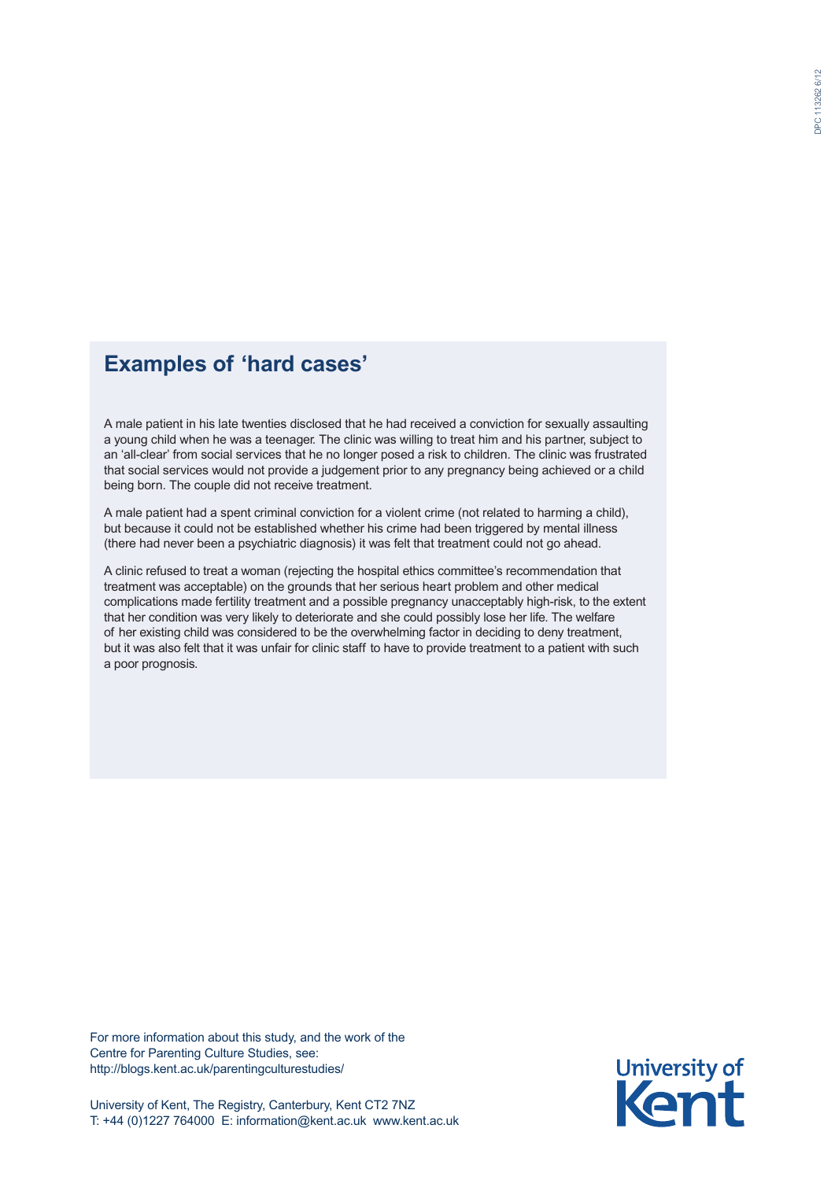## Examples of 'hard cases'

A male patient in his late twenties disclosed that he had received a conviction for sexually assaulting a young child when he was a teenager. The clinic was willing to treat him and his partner, subject to an 'all-clear' from social services that he no longer posed a risk to children. The clinic was frustrated that social services would not provide a judgement prior to any pregnancy being achieved or a child being born. The couple did not receive treatment.

A male patient had a spent criminal conviction for a violent crime (not related to harming a child), but because it could not be established whether his crime had been triggered by mental illness (there had never been a psychiatric diagnosis) it was felt that treatment could not go ahead.

A clinic refused to treat a woman (rejecting the hospital ethics committee's recommendation that treatment was acceptable) on the grounds that her serious heart problem and other medical complications made fertility treatment and a possible pregnancy unacceptably high-risk, to the extent that her condition was very likely to deteriorate and she could possibly lose her life. The welfare of her existing child was considered to be the overwhelming factor in deciding to deny treatment, but it was also felt that it was unfair for clinic staff to have to provide treatment to a patient with such a poor prognosis.

For more information about this study, and the work of the Centre for Parenting Culture Studies, see:
http://blogs.kent.ac.uk/parentingculturestudies/

University of Kent, The Registry, Canterbury, Kent CT2 7NZ
T: +44 (0)1227 764000 E: information@kent.ac.uk www.kent.ac.uk

University of Kent